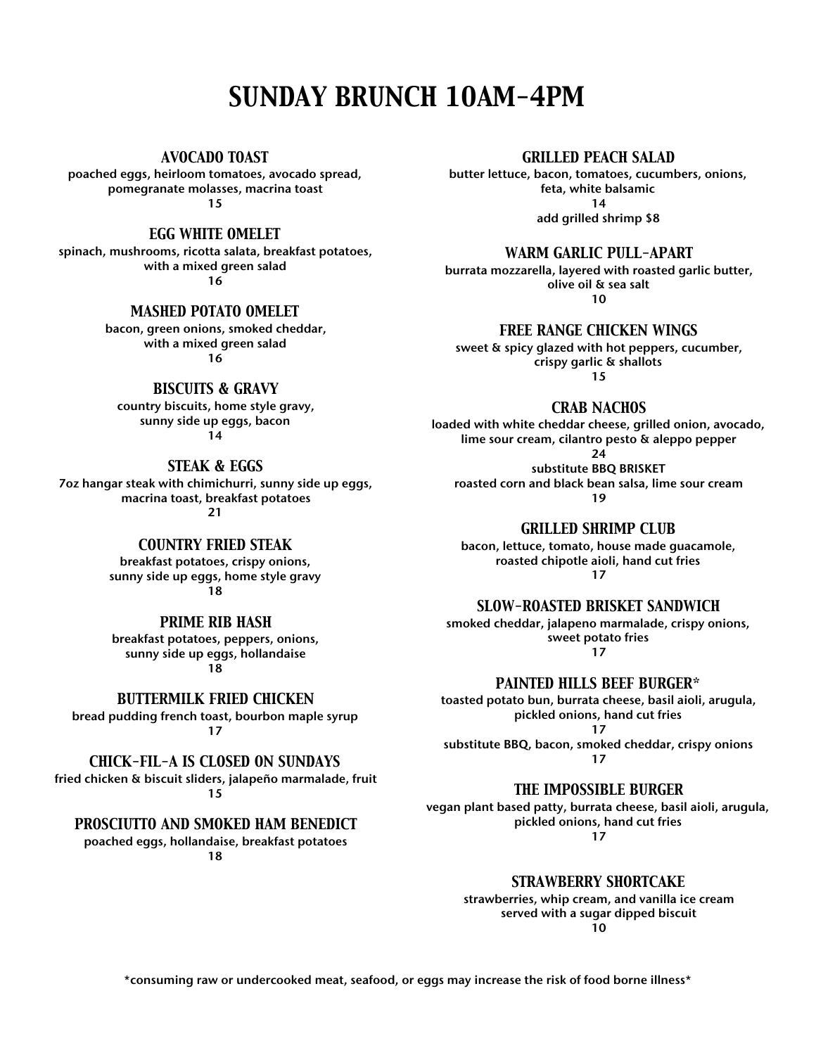# SUNDAY BRUNCH 10AM-4PM

### AVOCADO TOAST
poached eggs, heirloom tomatoes, avocado spread, pomegranate molasses, macrina toast
15

### EGG WHITE OMELET
spinach, mushrooms, ricotta salata, breakfast potatoes, with a mixed green salad
16

### MASHED POTATO OMELET
bacon, green onions, smoked cheddar, with a mixed green salad
16

### BISCUITS & GRAVY
country biscuits, home style gravy, sunny side up eggs, bacon
14

### STEAK & EGGS
7oz hangar steak with chimichurri, sunny side up eggs, macrina toast, breakfast potatoes
21

### COUNTRY FRIED STEAK
breakfast potatoes, crispy onions, sunny side up eggs, home style gravy
18

### PRIME RIB HASH
breakfast potatoes, peppers, onions, sunny side up eggs, hollandaise
18

### BUTTERMILK FRIED CHICKEN
bread pudding french toast, bourbon maple syrup
17

### CHICK-FIL-A IS CLOSED ON SUNDAYS
fried chicken & biscuit sliders, jalapeño marmalade, fruit
15

### PROSCIUTTO AND SMOKED HAM BENEDICT
poached eggs, hollandaise, breakfast potatoes
18

### GRILLED PEACH SALAD
butter lettuce, bacon, tomatoes, cucumbers, onions, feta, white balsamic
14
add grilled shrimp $8

### WARM GARLIC PULL-APART
burrata mozzarella, layered with roasted garlic butter, olive oil & sea salt
10

### FREE RANGE CHICKEN WINGS
sweet & spicy glazed with hot peppers, cucumber, crispy garlic & shallots
15

### CRAB NACHOS
loaded with white cheddar cheese, grilled onion, avocado, lime sour cream, cilantro pesto & aleppo pepper
24
substitute BBQ BRISKET
roasted corn and black bean salsa, lime sour cream
19

### GRILLED SHRIMP CLUB
bacon, lettuce, tomato, house made guacamole, roasted chipotle aioli, hand cut fries
17

### SLOW-ROASTED BRISKET SANDWICH
smoked cheddar, jalapeno marmalade, crispy onions, sweet potato fries
17

### PAINTED HILLS BEEF BURGER*
toasted potato bun, burrata cheese, basil aioli, arugula, pickled onions, hand cut fries
17
substitute BBQ, bacon, smoked cheddar, crispy onions
17

### THE IMPOSSIBLE BURGER
vegan plant based patty, burrata cheese, basil aioli, arugula, pickled onions, hand cut fries
17

### STRAWBERRY SHORTCAKE
strawberries, whip cream, and vanilla ice cream served with a sugar dipped biscuit
10

*consuming raw or undercooked meat, seafood, or eggs may increase the risk of food borne illness*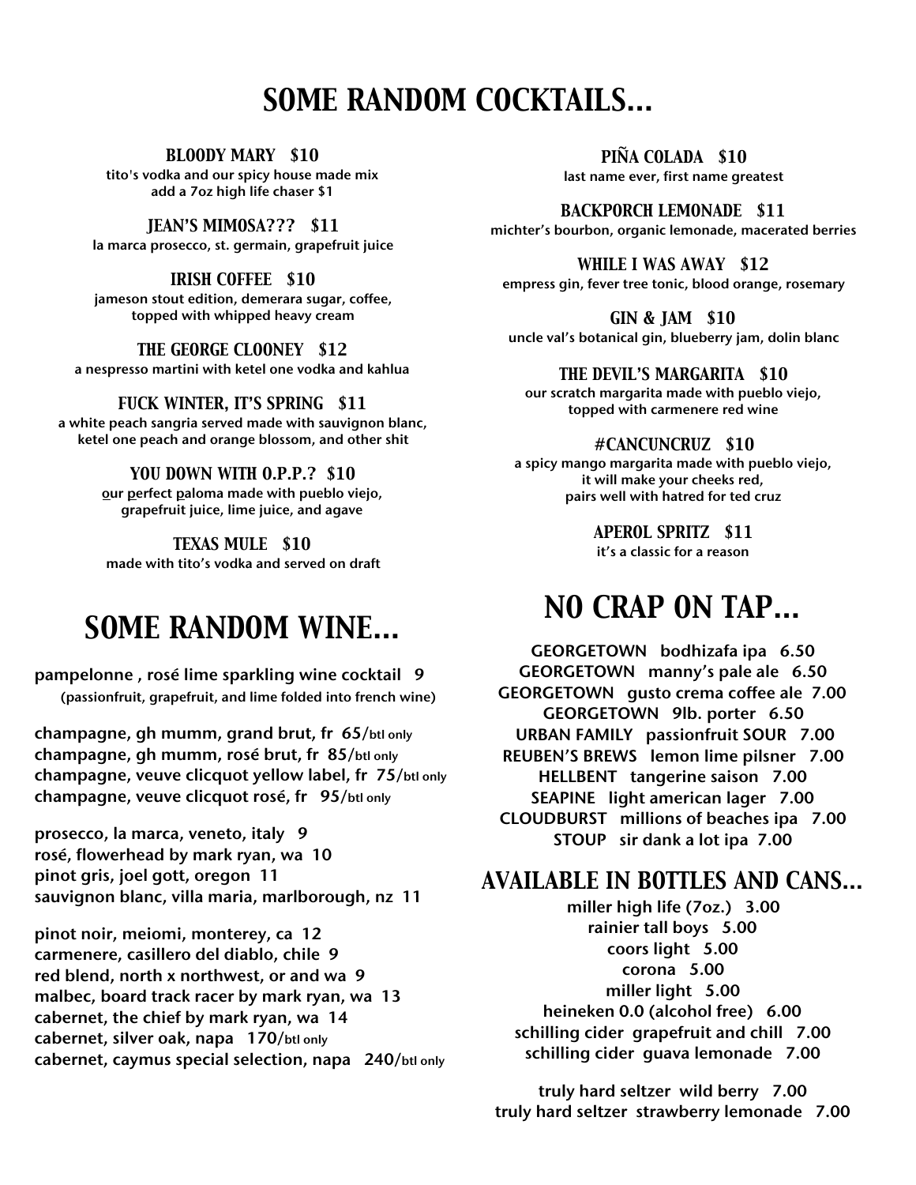# SOME RANDOM COCKTAILS...

### BLOODY MARY $10
tito's vodka and our spicy house made mix
add a 7oz high life chaser $1

### JEAN'S MIMOSA??? $11
la marca prosecco, st. germain, grapefruit juice

### IRISH COFFEE $10
jameson stout edition, demerara sugar, coffee, topped with whipped heavy cream

### THE GEORGE CLOONEY $12
a nespresso martini with ketel one vodka and kahlua

### FUCK WINTER, IT'S SPRING $11
a white peach sangria served made with sauvignon blanc, ketel one peach and orange blossom, and other shit

### YOU DOWN WITH O.P.P.? $10
our perfect paloma made with pueblo viejo, grapefruit juice, lime juice, and agave

### TEXAS MULE $10
made with tito's vodka and served on draft

### PIÑA COLADA $10
last name ever, first name greatest

### BACKPORCH LEMONADE $11
michter's bourbon, organic lemonade, macerated berries

### WHILE I WAS AWAY $12
empress gin, fever tree tonic, blood orange, rosemary

### GIN & JAM $10
uncle val's botanical gin, blueberry jam, dolin blanc

### THE DEVIL'S MARGARITA $10
our scratch margarita made with pueblo viejo, topped with carmenere red wine

### #CANCUNCRUZ $10
a spicy mango margarita made with pueblo viejo,
it will make your cheeks red,
pairs well with hatred for ted cruz

### APEROL SPRITZ $11
it's a classic for a reason

# SOME RANDOM WINE...

**pampelonne , rosé lime sparkling wine cocktail 9**
(passionfruit, grapefruit, and lime folded into french wine)

**champagne, gh mumm, grand brut, fr 65/btl only**
**champagne, gh mumm, rosé brut, fr 85/btl only**
**champagne, veuve clicquot yellow label, fr 75/btl only**
**champagne, veuve clicquot rosé, fr 95/btl only**

**prosecco, la marca, veneto, italy 9**
**rosé, flowerhead by mark ryan, wa 10**
**pinot gris, joel gott, oregon 11**
**sauvignon blanc, villa maria, marlborough, nz 11**

**pinot noir, meiomi, monterey, ca 12**
**carmenere, casillero del diablo, chile 9**
**red blend, north x northwest, or and wa 9**
**malbec, board track racer by mark ryan, wa 13**
**cabernet, the chief by mark ryan, wa 14**
**cabernet, silver oak, napa 170/btl only**
**cabernet, caymus special selection, napa 240/btl only**

# NO CRAP ON TAP...

**GEORGETOWN bodhizafa ipa 6.50**
**GEORGETOWN manny's pale ale 6.50**
**GEORGETOWN gusto crema coffee ale 7.00**
**GEORGETOWN 9lb. porter 6.50**
**URBAN FAMILY passionfruit SOUR 7.00**
**REUBEN'S BREWS lemon lime pilsner 7.00**
**HELLBENT tangerine saison 7.00**
**SEAPINE light american lager 7.00**
**CLOUDBURST millions of beaches ipa 7.00**
**STOUP sir dank a lot ipa 7.00**

## AVAILABLE IN BOTTLES AND CANS...

**miller high life (7oz.) 3.00**
**rainier tall boys 5.00**
**coors light 5.00**
**corona 5.00**
**miller light 5.00**
**heineken 0.0 (alcohol free) 6.00**
**schilling cider grapefruit and chill 7.00**
**schilling cider guava lemonade 7.00**

**truly hard seltzer wild berry 7.00**
**truly hard seltzer strawberry lemonade 7.00**